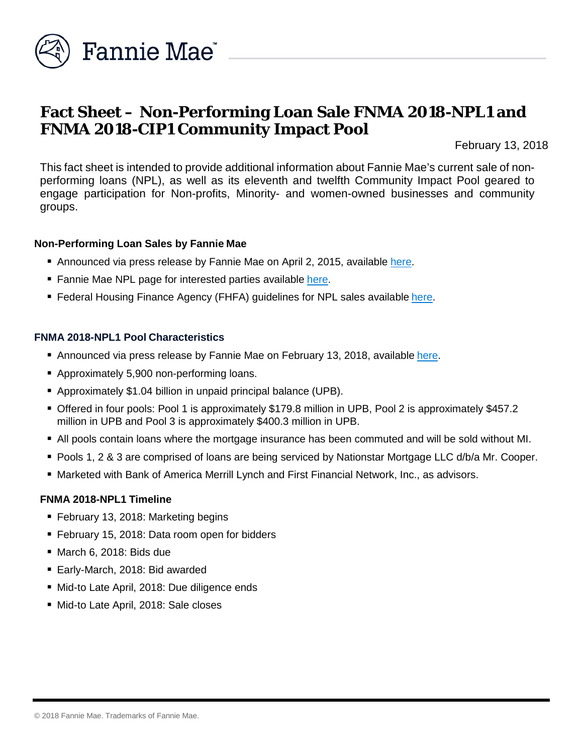# Fact Sheet – Non-Performing Loan Sale FNMA 2018-NPL1 and FNMA 2018-CIP1 Community Impact Pool

February 13, 2018

This fact sheet is intended to provide additional information about Fannie Mae's current sale of non-performing loans (NPL), as well as its eleventh and twelfth Community Impact Pool geared to engage participation for Non-profits, Minority- and women-owned businesses and community groups.

### Non-Performing Loan Sales by Fannie Mae

- Announced via press release by Fannie Mae on April 2, 2015, available here.
- Fannie Mae NPL page for interested parties available here.
- Federal Housing Finance Agency (FHFA) guidelines for NPL sales available here.

### FNMA 2018-NPL1 Pool Characteristics

- Announced via press release by Fannie Mae on February 13, 2018, available here.
- Approximately 5,900 non-performing loans.
- Approximately $1.04 billion in unpaid principal balance (UPB).
- Offered in four pools: Pool 1 is approximately $179.8 million in UPB, Pool 2 is approximately $457.2 million in UPB and Pool 3 is approximately $400.3 million in UPB.
- All pools contain loans where the mortgage insurance has been commuted and will be sold without MI.
- Pools 1, 2 & 3 are comprised of loans are being serviced by Nationstar Mortgage LLC d/b/a Mr. Cooper.
- Marketed with Bank of America Merrill Lynch and First Financial Network, Inc., as advisors.

### FNMA 2018-NPL1 Timeline

- February 13, 2018: Marketing begins
- February 15, 2018: Data room open for bidders
- March 6, 2018: Bids due
- Early-March, 2018: Bid awarded
- Mid-to Late April, 2018: Due diligence ends
- Mid-to Late April, 2018: Sale closes

© 2018 Fannie Mae. Trademarks of Fannie Mae.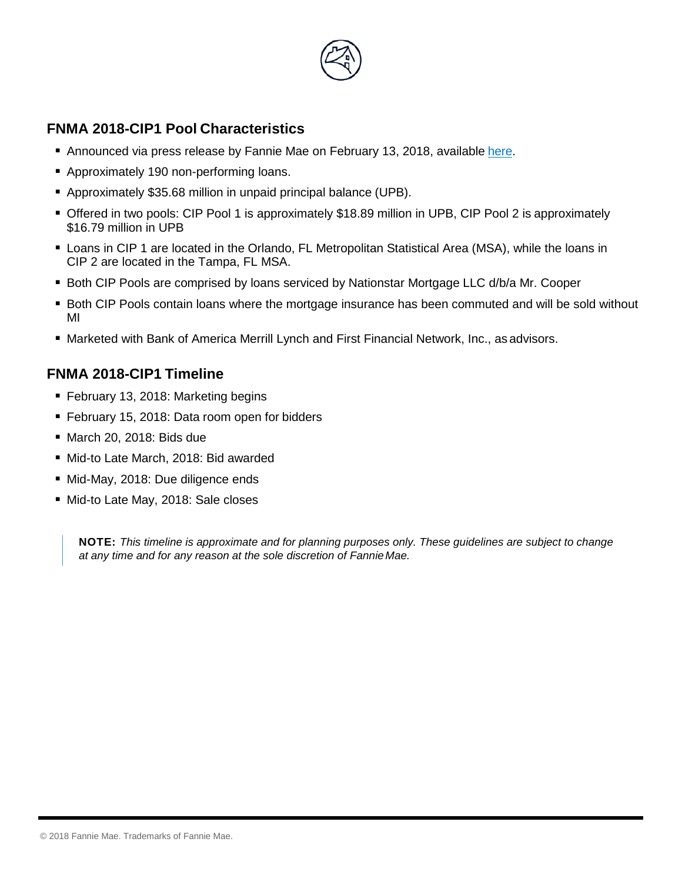## FNMA 2018-CIP1 Pool Characteristics

- Announced via press release by Fannie Mae on February 13, 2018, available here.
- Approximately 190 non-performing loans.
- Approximately $35.68 million in unpaid principal balance (UPB).
- Offered in two pools: CIP Pool 1 is approximately $18.89 million in UPB, CIP Pool 2 is approximately $16.79 million in UPB
- Loans in CIP 1 are located in the Orlando, FL Metropolitan Statistical Area (MSA), while the loans in CIP 2 are located in the Tampa, FL MSA.
- Both CIP Pools are comprised by loans serviced by Nationstar Mortgage LLC d/b/a Mr. Cooper
- Both CIP Pools contain loans where the mortgage insurance has been commuted and will be sold without MI
- Marketed with Bank of America Merrill Lynch and First Financial Network, Inc., as advisors.

## FNMA 2018-CIP1 Timeline

- February 13, 2018: Marketing begins
- February 15, 2018: Data room open for bidders
- March 20, 2018: Bids due
- Mid-to Late March, 2018: Bid awarded
- Mid-May, 2018: Due diligence ends
- Mid-to Late May, 2018: Sale closes

> **NOTE:** *This timeline is approximate and for planning purposes only. These guidelines are subject to change at any time and for any reason at the sole discretion of Fannie Mae.*

© 2018 Fannie Mae. Trademarks of Fannie Mae.